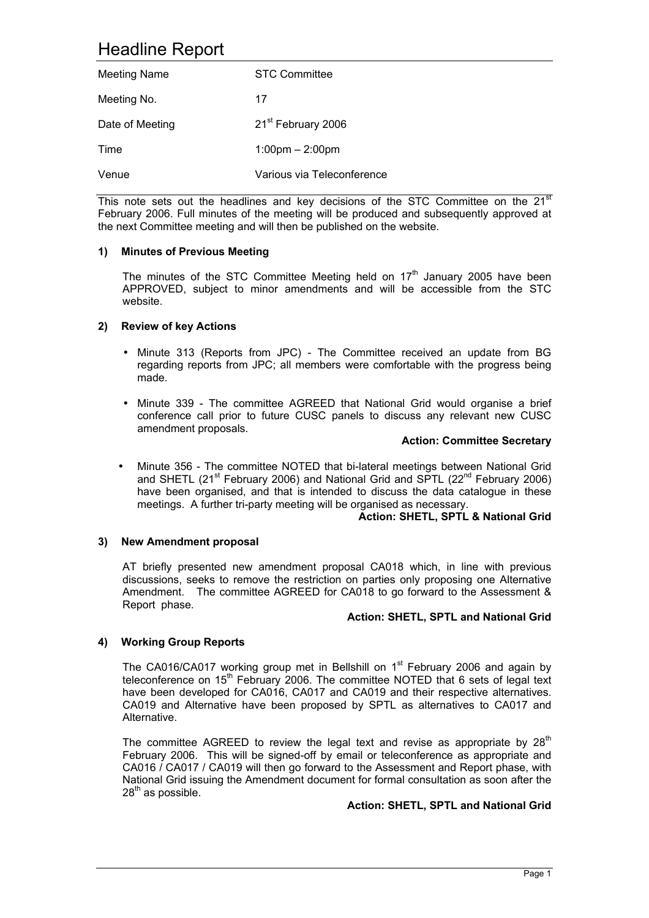# Headline Report

| Meeting Name | STC Committee |
|---|---|
| Meeting No. | 17 |
| Date of Meeting | 21st February 2006 |
| Time | 1:00pm – 2:00pm |
| Venue | Various via Teleconference |

This note sets out the headlines and key decisions of the STC Committee on the 21st February 2006. Full minutes of the meeting will be produced and subsequently approved at the next Committee meeting and will then be published on the website.

**1) Minutes of Previous Meeting**

The minutes of the STC Committee Meeting held on 17th January 2005 have been APPROVED, subject to minor amendments and will be accessible from the STC website.

**2) Review of key Actions**

- Minute 313 (Reports from JPC) - The Committee received an update from BG regarding reports from JPC; all members were comfortable with the progress being made.
- Minute 339 - The committee AGREED that National Grid would organise a brief conference call prior to future CUSC panels to discuss any relevant new CUSC amendment proposals.

  **Action: Committee Secretary**

- Minute 356 - The committee NOTED that bi-lateral meetings between National Grid and SHETL (21st February 2006) and National Grid and SPTL (22nd February 2006) have been organised, and that is intended to discuss the data catalogue in these meetings. A further tri-party meeting will be organised as necessary.

  **Action: SHETL, SPTL & National Grid**

**3) New Amendment proposal**

AT briefly presented new amendment proposal CA018 which, in line with previous discussions, seeks to remove the restriction on parties only proposing one Alternative Amendment. The committee AGREED for CA018 to go forward to the Assessment & Report phase.

**Action: SHETL, SPTL and National Grid**

**4) Working Group Reports**

The CA016/CA017 working group met in Bellshill on 1st February 2006 and again by teleconference on 15th February 2006. The committee NOTED that 6 sets of legal text have been developed for CA016, CA017 and CA019 and their respective alternatives. CA019 and Alternative have been proposed by SPTL as alternatives to CA017 and Alternative.

The committee AGREED to review the legal text and revise as appropriate by 28th February 2006. This will be signed-off by email or teleconference as appropriate and CA016 / CA017 / CA019 will then go forward to the Assessment and Report phase, with National Grid issuing the Amendment document for formal consultation as soon after the 28th as possible.

**Action: SHETL, SPTL and National Grid**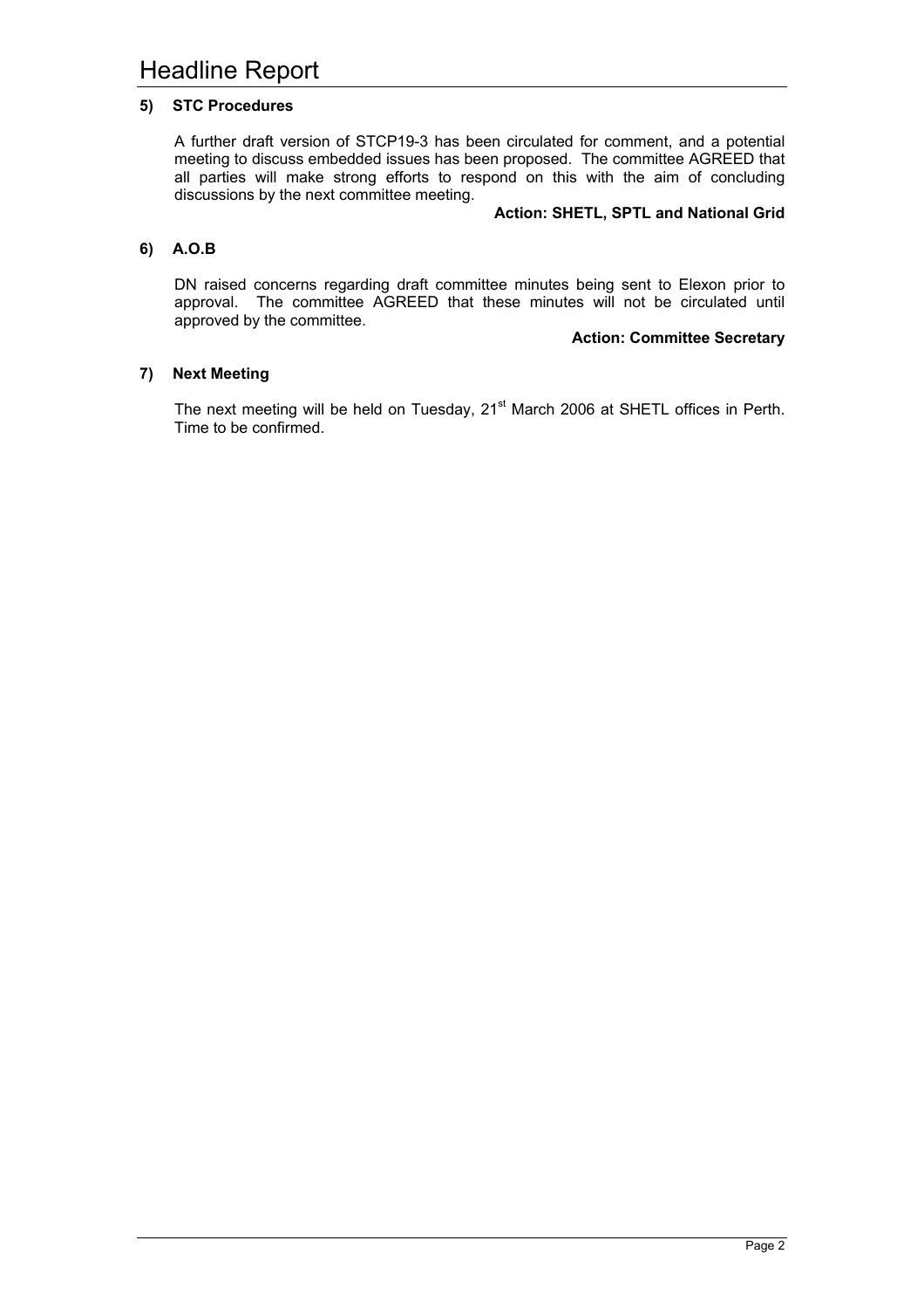# Headline Report

**5) STC Procedures**

A further draft version of STCP19-3 has been circulated for comment, and a potential meeting to discuss embedded issues has been proposed. The committee AGREED that all parties will make strong efforts to respond on this with the aim of concluding discussions by the next committee meeting.

**Action: SHETL, SPTL and National Grid**

**6) A.O.B**

DN raised concerns regarding draft committee minutes being sent to Elexon prior to approval. The committee AGREED that these minutes will not be circulated until approved by the committee.

**Action: Committee Secretary**

**7) Next Meeting**

The next meeting will be held on Tuesday, 21st March 2006 at SHETL offices in Perth. Time to be confirmed.